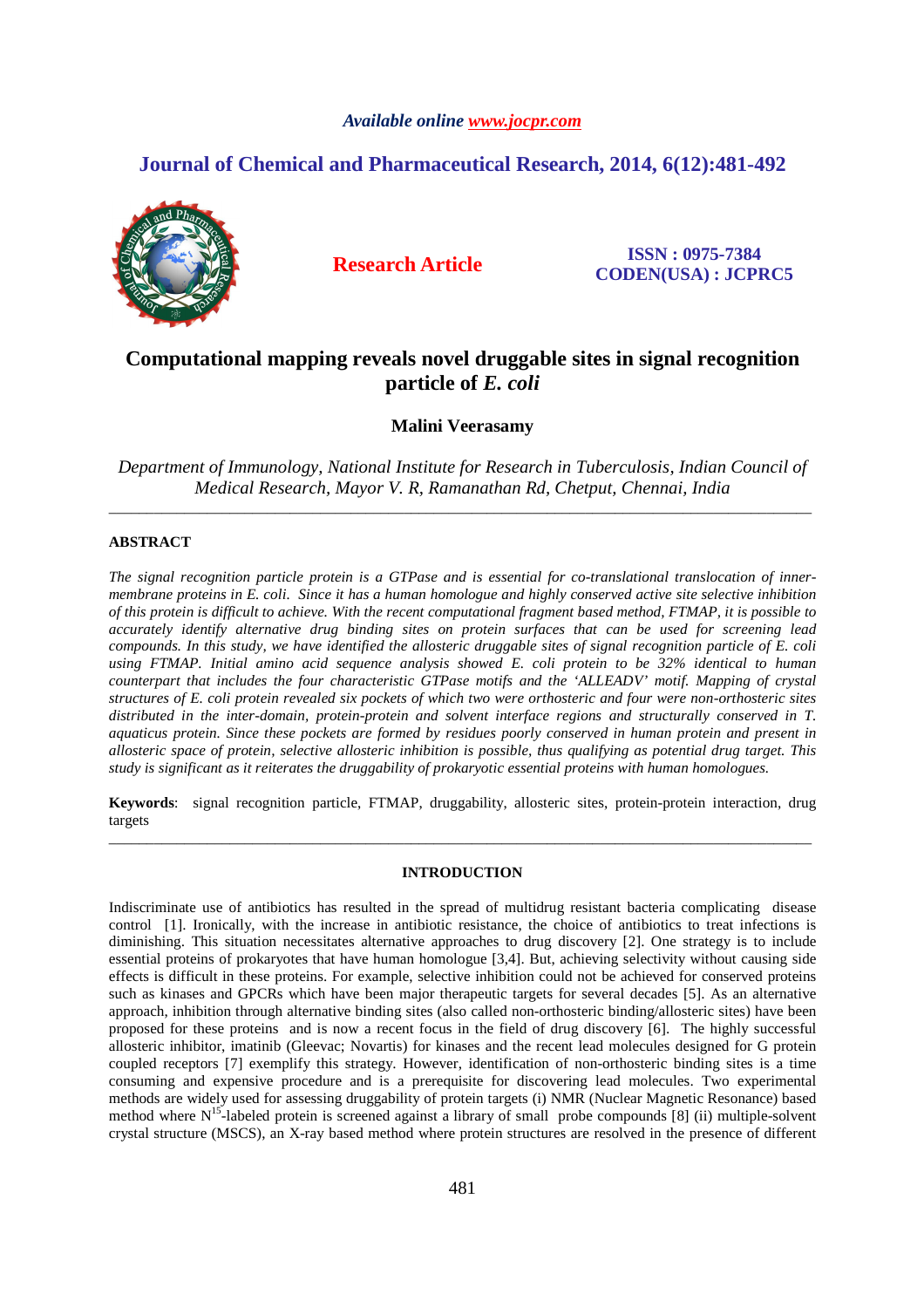*Available online www.jocpr.com*

**Journal of Chemical and Pharmaceutical Research, 2014, 6(12):481-492**

**Research Article**

**ISSN : 0975-7384**
**CODEN(USA) : JCPRC5**

# Computational mapping reveals novel druggable sites in signal recognition particle of *E. coli*

**Malini Veerasamy**

*Department of Immunology, National Institute for Research in Tuberculosis, Indian Council of Medical Research, Mayor V. R, Ramanathan Rd, Chetput, Chennai, India*

---

## ABSTRACT

*The signal recognition particle protein is a GTPase and is essential for co-translational translocation of inner-membrane proteins in E. coli. Since it has a human homologue and highly conserved active site selective inhibition of this protein is difficult to achieve. With the recent computational fragment based method, FTMAP, it is possible to accurately identify alternative drug binding sites on protein surfaces that can be used for screening lead compounds. In this study, we have identified the allosteric druggable sites of signal recognition particle of E. coli using FTMAP. Initial amino acid sequence analysis showed E. coli protein to be 32% identical to human counterpart that includes the four characteristic GTPase motifs and the 'ALLEADV' motif. Mapping of crystal structures of E. coli protein revealed six pockets of which two were orthosteric and four were non-orthosteric sites distributed in the inter-domain, protein-protein and solvent interface regions and structurally conserved in T. aquaticus protein. Since these pockets are formed by residues poorly conserved in human protein and present in allosteric space of protein, selective allosteric inhibition is possible, thus qualifying as potential drug target. This study is significant as it reiterates the druggability of prokaryotic essential proteins with human homologues.*

**Keywords**: signal recognition particle, FTMAP, druggability, allosteric sites, protein-protein interaction, drug targets

---

## INTRODUCTION

Indiscriminate use of antibiotics has resulted in the spread of multidrug resistant bacteria complicating disease control [1]. Ironically, with the increase in antibiotic resistance, the choice of antibiotics to treat infections is diminishing. This situation necessitates alternative approaches to drug discovery [2]. One strategy is to include essential proteins of prokaryotes that have human homologue [3,4]. But, achieving selectivity without causing side effects is difficult in these proteins. For example, selective inhibition could not be achieved for conserved proteins such as kinases and GPCRs which have been major therapeutic targets for several decades [5]. As an alternative approach, inhibition through alternative binding sites (also called non-orthosteric binding/allosteric sites) have been proposed for these proteins and is now a recent focus in the field of drug discovery [6]. The highly successful allosteric inhibitor, imatinib (Gleevac; Novartis) for kinases and the recent lead molecules designed for G protein coupled receptors [7] exemplify this strategy. However, identification of non-orthosteric binding sites is a time consuming and expensive procedure and is a prerequisite for discovering lead molecules. Two experimental methods are widely used for assessing druggability of protein targets (i) NMR (Nuclear Magnetic Resonance) based method where $N^{15}$-labeled protein is screened against a library of small probe compounds [8] (ii) multiple-solvent crystal structure (MSCS), an X-ray based method where protein structures are resolved in the presence of different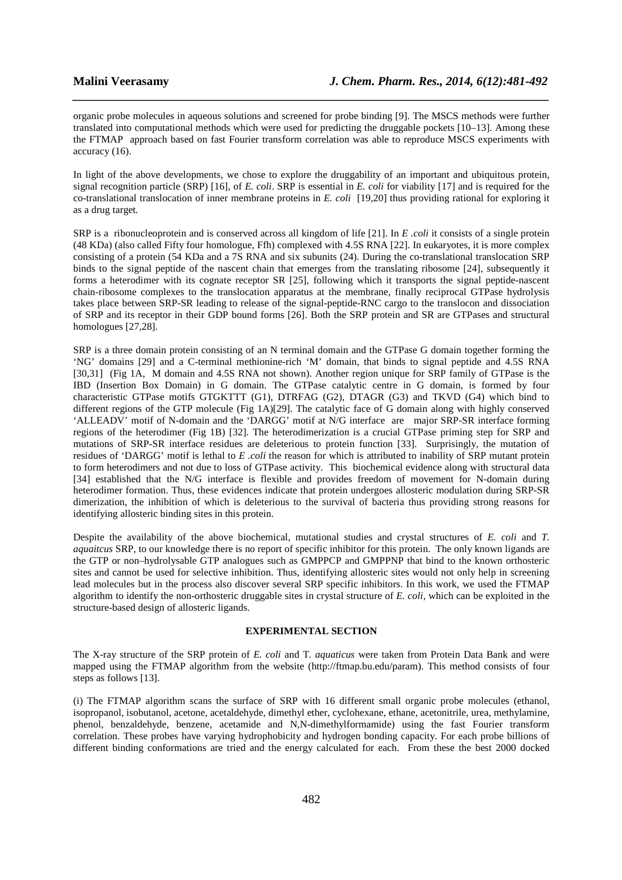organic probe molecules in aqueous solutions and screened for probe binding [9]. The MSCS methods were further translated into computational methods which were used for predicting the druggable pockets [10–13]. Among these the FTMAP approach based on fast Fourier transform correlation was able to reproduce MSCS experiments with accuracy (16).

In light of the above developments, we chose to explore the druggability of an important and ubiquitous protein, signal recognition particle (SRP) [16], of *E. coli*. SRP is essential in *E. coli* for viability [17] and is required for the co-translational translocation of inner membrane proteins in *E. coli* [19,20] thus providing rational for exploring it as a drug target.

SRP is a ribonucleoprotein and is conserved across all kingdom of life [21]. In *E .coli* it consists of a single protein (48 KDa) (also called Fifty four homologue, Ffh) complexed with 4.5S RNA [22]. In eukaryotes, it is more complex consisting of a protein (54 KDa and a 7S RNA and six subunits (24). During the co-translational translocation SRP binds to the signal peptide of the nascent chain that emerges from the translating ribosome [24], subsequently it forms a heterodimer with its cognate receptor SR [25], following which it transports the signal peptide-nascent chain-ribosome complexes to the translocation apparatus at the membrane, finally reciprocal GTPase hydrolysis takes place between SRP-SR leading to release of the signal-peptide-RNC cargo to the translocon and dissociation of SRP and its receptor in their GDP bound forms [26]. Both the SRP protein and SR are GTPases and structural homologues [27,28].

SRP is a three domain protein consisting of an N terminal domain and the GTPase G domain together forming the 'NG' domains [29] and a C-terminal methionine-rich 'M' domain, that binds to signal peptide and 4.5S RNA [30,31] (Fig 1A, M domain and 4.5S RNA not shown). Another region unique for SRP family of GTPase is the IBD (Insertion Box Domain) in G domain. The GTPase catalytic centre in G domain, is formed by four characteristic GTPase motifs GTGKTTT (G1), DTRFAG (G2), DTAGR (G3) and TKVD (G4) which bind to different regions of the GTP molecule (Fig 1A)[29]. The catalytic face of G domain along with highly conserved 'ALLEADV' motif of N-domain and the 'DARGG' motif at N/G interface are major SRP-SR interface forming regions of the heterodimer (Fig 1B) [32]. The heterodimerization is a crucial GTPase priming step for SRP and mutations of SRP-SR interface residues are deleterious to protein function [33]. Surprisingly, the mutation of residues of 'DARGG' motif is lethal to *E .coli* the reason for which is attributed to inability of SRP mutant protein to form heterodimers and not due to loss of GTPase activity. This biochemical evidence along with structural data [34] established that the N/G interface is flexible and provides freedom of movement for N-domain during heterodimer formation. Thus, these evidences indicate that protein undergoes allosteric modulation during SRP-SR dimerization, the inhibition of which is deleterious to the survival of bacteria thus providing strong reasons for identifying allosteric binding sites in this protein.

Despite the availability of the above biochemical, mutational studies and crystal structures of *E. coli* and *T. aquaitcus* SRP, to our knowledge there is no report of specific inhibitor for this protein. The only known ligands are the GTP or non–hydrolysable GTP analogues such as GMPPCP and GMPPNP that bind to the known orthosteric sites and cannot be used for selective inhibition. Thus, identifying allosteric sites would not only help in screening lead molecules but in the process also discover several SRP specific inhibitors. In this work, we used the FTMAP algorithm to identify the non-orthosteric druggable sites in crystal structure of *E. coli*, which can be exploited in the structure-based design of allosteric ligands.

## EXPERIMENTAL SECTION

The X-ray structure of the SRP protein of *E. coli* and T. *aquaticus* were taken from Protein Data Bank and were mapped using the FTMAP algorithm from the website (http://ftmap.bu.edu/param). This method consists of four steps as follows [13].

(i) The FTMAP algorithm scans the surface of SRP with 16 different small organic probe molecules (ethanol, isopropanol, isobutanol, acetone, acetaldehyde, dimethyl ether, cyclohexane, ethane, acetonitrile, urea, methylamine, phenol, benzaldehyde, benzene, acetamide and N,N-dimethylformamide) using the fast Fourier transform correlation. These probes have varying hydrophobicity and hydrogen bonding capacity. For each probe billions of different binding conformations are tried and the energy calculated for each. From these the best 2000 docked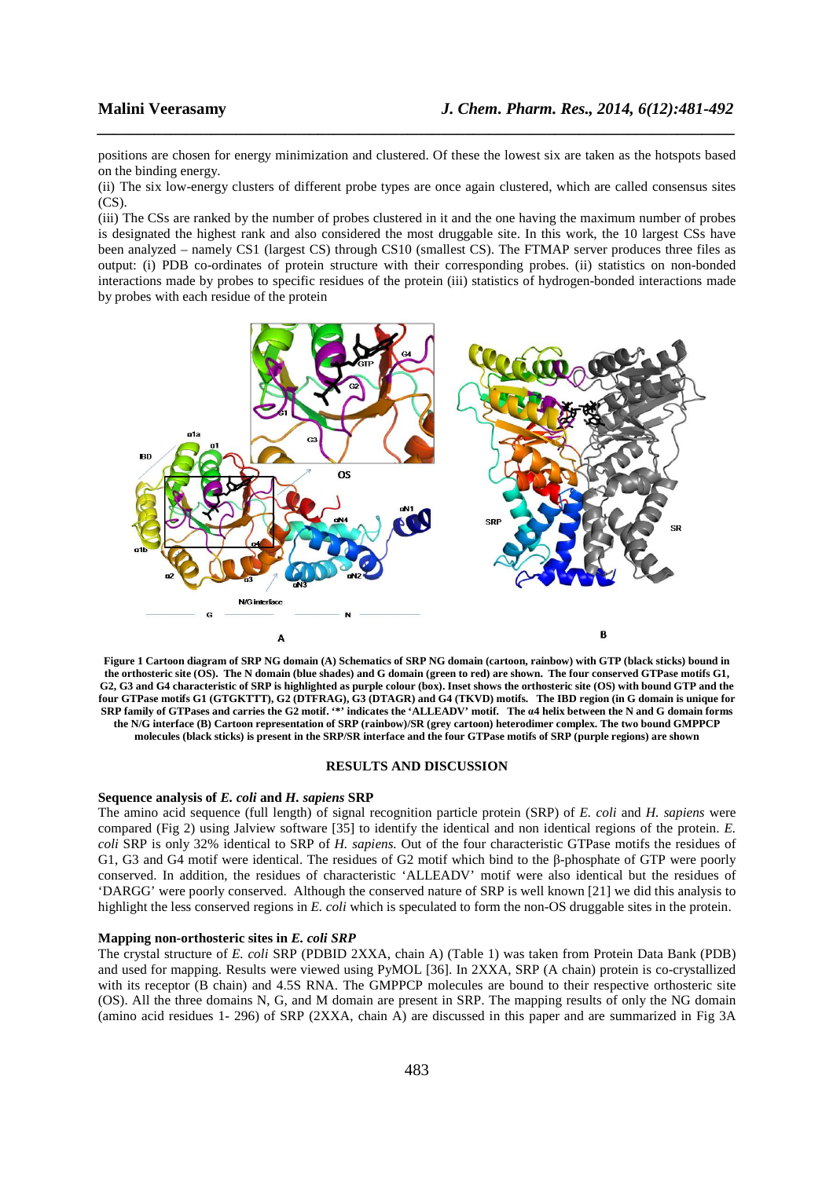positions are chosen for energy minimization and clustered. Of these the lowest six are taken as the hotspots based on the binding energy.

(ii) The six low-energy clusters of different probe types are once again clustered, which are called consensus sites (CS).

(iii) The CSs are ranked by the number of probes clustered in it and the one having the maximum number of probes is designated the highest rank and also considered the most druggable site. In this work, the 10 largest CSs have been analyzed – namely CS1 (largest CS) through CS10 (smallest CS). The FTMAP server produces three files as output: (i) PDB co-ordinates of protein structure with their corresponding probes. (ii) statistics on non-bonded interactions made by probes to specific residues of the protein (iii) statistics of hydrogen-bonded interactions made by probes with each residue of the protein

**Figure 1 Cartoon diagram of SRP NG domain (A) Schematics of SRP NG domain (cartoon, rainbow) with GTP (black sticks) bound in the orthosteric site (OS). The N domain (blue shades) and G domain (green to red) are shown. The four conserved GTPase motifs G1, G2, G3 and G4 characteristic of SRP is highlighted as purple colour (box). Inset shows the orthosteric site (OS) with bound GTP and the four GTPase motifs G1 (GTGKTTT), G2 (DTFRAG), G3 (DTAGR) and G4 (TKVD) motifs. The IBD region (in G domain is unique for SRP family of GTPases and carries the G2 motif. '*' indicates the 'ALLEADV' motif. The α4 helix between the N and G domain forms the N/G interface (B) Cartoon representation of SRP (rainbow)/SR (grey cartoon) heterodimer complex. The two bound GMPPCP molecules (black sticks) is present in the SRP/SR interface and the four GTPase motifs of SRP (purple regions) are shown**

## RESULTS AND DISCUSSION

### Sequence analysis of *E. coli* and *H. sapiens* SRP

The amino acid sequence (full length) of signal recognition particle protein (SRP) of *E. coli* and *H. sapiens* were compared (Fig 2) using Jalview software [35] to identify the identical and non identical regions of the protein. *E. coli* SRP is only 32% identical to SRP of *H. sapiens.* Out of the four characteristic GTPase motifs the residues of G1, G3 and G4 motif were identical. The residues of G2 motif which bind to the β-phosphate of GTP were poorly conserved. In addition, the residues of characteristic 'ALLEADV' motif were also identical but the residues of 'DARGG' were poorly conserved. Although the conserved nature of SRP is well known [21] we did this analysis to highlight the less conserved regions in *E. coli* which is speculated to form the non-OS druggable sites in the protein.

### Mapping non-orthosteric sites in *E. coli SRP*

The crystal structure of *E. coli* SRP (PDBID 2XXA, chain A) (Table 1) was taken from Protein Data Bank (PDB) and used for mapping. Results were viewed using PyMOL [36]. In 2XXA, SRP (A chain) protein is co-crystallized with its receptor (B chain) and 4.5S RNA. The GMPPCP molecules are bound to their respective orthosteric site (OS). All the three domains N, G, and M domain are present in SRP. The mapping results of only the NG domain (amino acid residues 1- 296) of SRP (2XXA, chain A) are discussed in this paper and are summarized in Fig 3A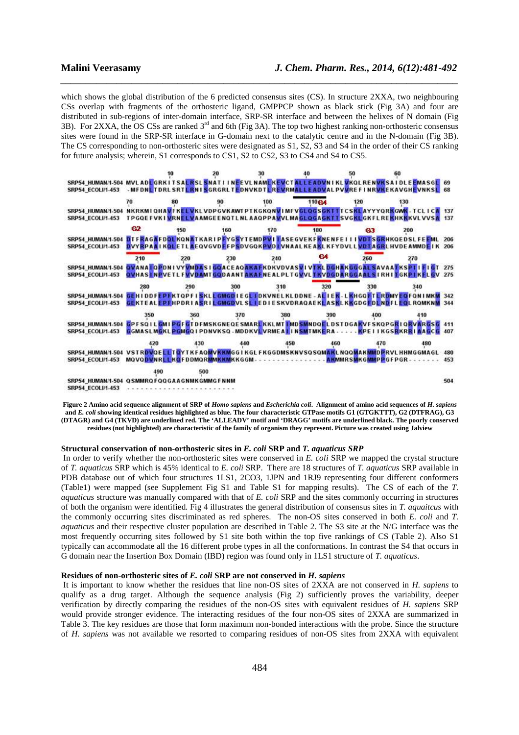which shows the global distribution of the 6 predicted consensus sites (CS). In structure 2XXA, two neighbouring CSs overlap with fragments of the orthosteric ligand, GMPPCP shown as black stick (Fig 3A) and four are distributed in sub-regions of inter-domain interface, SRP-SR interface and between the helixes of N domain (Fig 3B). For 2XXA, the OS CSs are ranked 3[rd] and 6th (Fig 3A). The top two highest ranking non-orthosteric consensus sites were found in the SRP-SR interface in G-domain next to the catalytic centre and in the N-domain (Fig 3B). The CS corresponding to non-orthosteric sites were designated as S1, S2, S3 and S4 in the order of their CS ranking for future analysis; wherein, S1 corresponds to CS1, S2 to CS2, S3 to CS4 and S4 to CS5.

**Figure 2 Amino acid sequence alignment of SRP of *Homo sapiens* and *Escherichia coli*. Alignment of amino acid sequences of *H. sapiens* and *E. coli* showing identical residues highlighted as blue. The four characteristic GTPase motifs G1 (GTGKTTT), G2 (DTFRAG), G3 (DTAGR) and G4 (TKVD) are underlined red. The 'ALLEADV' motif and 'DRAGG' motifs are underlined black. The poorly conserved residues (not highlighted) are characteristic of the family of organism they represent. Picture was created using Jalview**

### Structural conservation of non-orthosteric sites in *E. coli* SRP and *T. aquaticus SRP*

In order to verify whether the non-orthosteric sites were conserved in *E. coli* SRP we mapped the crystal structure of *T. aquaticus* SRP which is 45% identical to *E. coli* SRP. There are 18 structures of *T. aquaticus* SRP available in PDB database out of which four structures 1LS1, 2CO3, 1JPN and 1RJ9 representing four different conformers (Table1) were mapped (see Supplement Fig S1 and Table S1 for mapping results). The CS of each of the *T. aquaticus* structure was manually compared with that of *E. coli* SRP and the sites commonly occurring in structures of both the organism were identified. Fig 4 illustrates the general distribution of consensus sites in *T. aquaitcus* with the commonly occurring sites discriminated as red spheres. The non-OS sites conserved in both *E. coli* and *T. aquaticus* and their respective cluster population are described in Table 2. The S3 site at the N/G interface was the most frequently occurring sites followed by S1 site both within the top five rankings of CS (Table 2). Also S1 typically can accommodate all the 16 different probe types in all the conformations. In contrast the S4 that occurs in G domain near the Insertion Box Domain (IBD) region was found only in 1LS1 structure of *T. aquaticus*.

### Residues of non-orthosteric sites of *E. coli* SRP are not conserved in *H. sapiens*

It is important to know whether the residues that line non-OS sites of 2XXA are not conserved in *H. sapiens* to qualify as a drug target. Although the sequence analysis (Fig 2) sufficiently proves the variability, deeper verification by directly comparing the residues of the non-OS sites with equivalent residues of *H. sapiens* SRP would provide stronger evidence. The interacting residues of the four non-OS sites of 2XXA are summarized in Table 3. The key residues are those that form maximum non-bonded interactions with the probe. Since the structure of *H. sapiens* was not available we resorted to comparing residues of non-OS sites from 2XXA with equivalent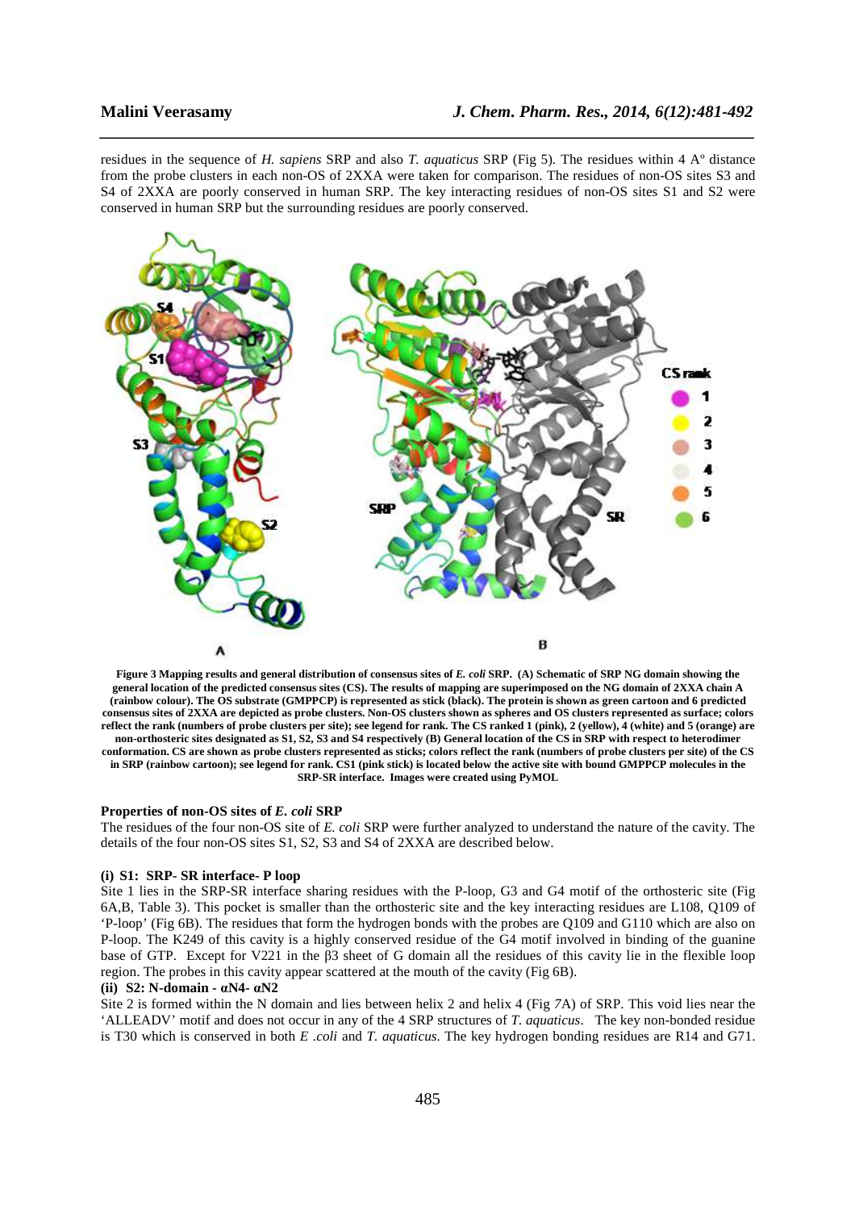residues in the sequence of *H. sapiens* SRP and also *T. aquaticus* SRP (Fig 5). The residues within 4 A° distance from the probe clusters in each non-OS of 2XXA were taken for comparison. The residues of non-OS sites S3 and S4 of 2XXA are poorly conserved in human SRP. The key interacting residues of non-OS sites S1 and S2 were conserved in human SRP but the surrounding residues are poorly conserved.

**Figure 3 Mapping results and general distribution of consensus sites of *E. coli* SRP. (A) Schematic of SRP NG domain showing the general location of the predicted consensus sites (CS). The results of mapping are superimposed on the NG domain of 2XXA chain A (rainbow colour). The OS substrate (GMPPCP) is represented as stick (black). The protein is shown as green cartoon and 6 predicted consensus sites of 2XXA are depicted as probe clusters. Non-OS clusters shown as spheres and OS clusters represented as surface; colors reflect the rank (numbers of probe clusters per site); see legend for rank. The CS ranked 1 (pink), 2 (yellow), 4 (white) and 5 (orange) are non-orthosteric sites designated as S1, S2, S3 and S4 respectively (B) General location of the CS in SRP with respect to heterodimer conformation. CS are shown as probe clusters represented as sticks; colors reflect the rank (numbers of probe clusters per site) of the CS in SRP (rainbow cartoon); see legend for rank. CS1 (pink stick) is located below the active site with bound GMPPCP molecules in the SRP-SR interface. Images were created using PyMOL**

**Properties of non-OS sites of *E. coli* SRP**

The residues of the four non-OS site of *E. coli* SRP were further analyzed to understand the nature of the cavity. The details of the four non-OS sites S1, S2, S3 and S4 of 2XXA are described below.

**(i) S1: SRP- SR interface- P loop**

Site 1 lies in the SRP-SR interface sharing residues with the P-loop, G3 and G4 motif of the orthosteric site (Fig 6A,B, Table 3). This pocket is smaller than the orthosteric site and the key interacting residues are L108, Q109 of 'P-loop' (Fig 6B). The residues that form the hydrogen bonds with the probes are Q109 and G110 which are also on P-loop. The K249 of this cavity is a highly conserved residue of the G4 motif involved in binding of the guanine base of GTP. Except for V221 in the β3 sheet of G domain all the residues of this cavity lie in the flexible loop region. The probes in this cavity appear scattered at the mouth of the cavity (Fig 6B).

**(ii) S2: N-domain - αN4- αN2**

Site 2 is formed within the N domain and lies between helix 2 and helix 4 (Fig 7A) of SRP. This void lies near the 'ALLEADV' motif and does not occur in any of the 4 SRP structures of *T. aquaticus*. The key non-bonded residue is T30 which is conserved in both *E .coli* and *T. aquaticus*. The key hydrogen bonding residues are R14 and G71.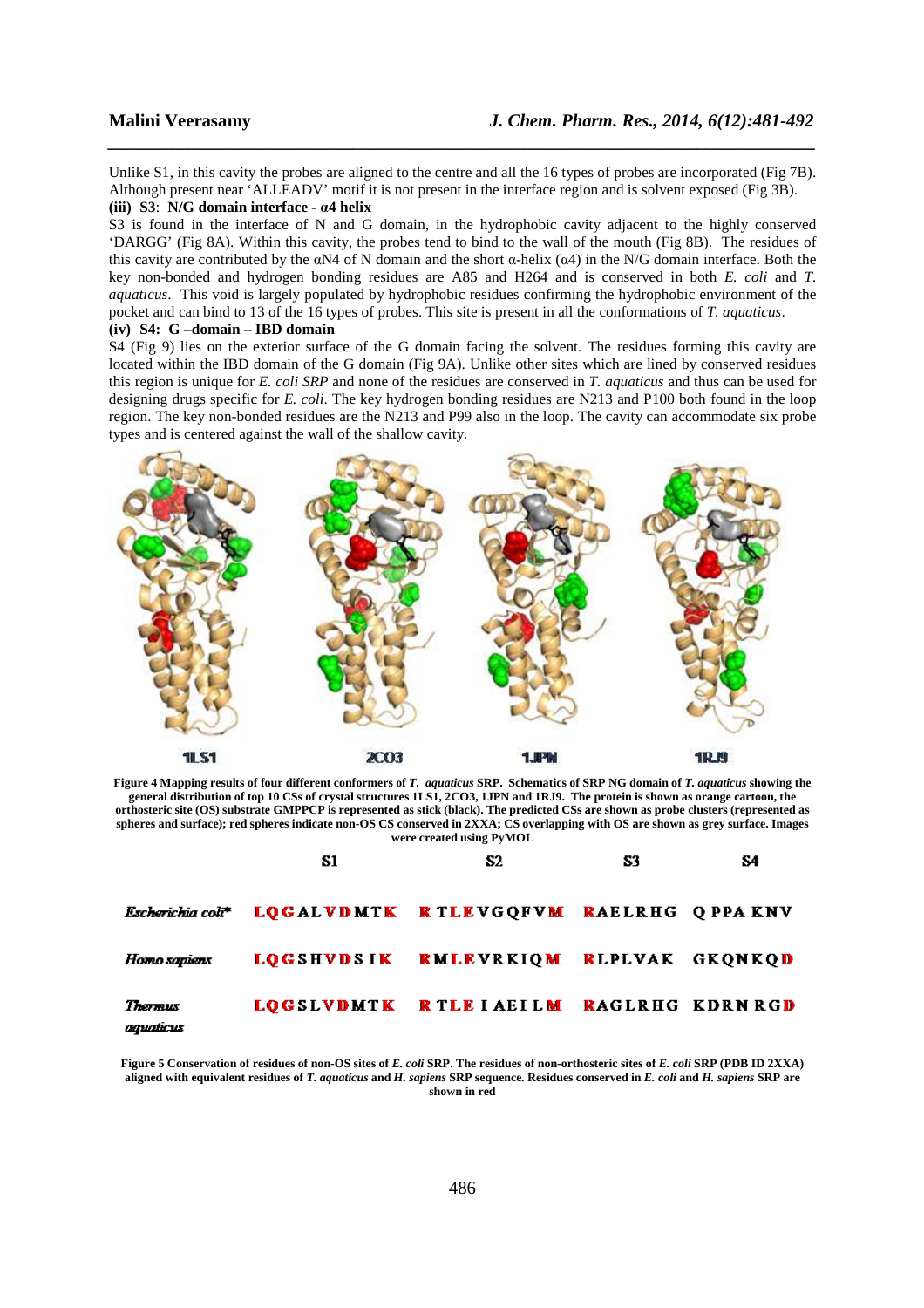Unlike S1, in this cavity the probes are aligned to the centre and all the 16 types of probes are incorporated (Fig 7B). Although present near 'ALLEADV' motif it is not present in the interface region and is solvent exposed (Fig 3B).

**(iii) S3**: **N/G domain interface - α4 helix**

S3 is found in the interface of N and G domain, in the hydrophobic cavity adjacent to the highly conserved 'DARGG' (Fig 8A). Within this cavity, the probes tend to bind to the wall of the mouth (Fig 8B). The residues of this cavity are contributed by the αN4 of N domain and the short α-helix (α4) in the N/G domain interface. Both the key non-bonded and hydrogen bonding residues are A85 and H264 and is conserved in both *E. coli* and *T. aquaticus*. This void is largely populated by hydrophobic residues confirming the hydrophobic environment of the pocket and can bind to 13 of the 16 types of probes. This site is present in all the conformations of *T. aquaticus*.

**(iv) S4: G –domain – IBD domain**

S4 (Fig 9) lies on the exterior surface of the G domain facing the solvent. The residues forming this cavity are located within the IBD domain of the G domain (Fig 9A). Unlike other sites which are lined by conserved residues this region is unique for *E. coli SRP* and none of the residues are conserved in *T. aquaticus* and thus can be used for designing drugs specific for *E. coli*. The key hydrogen bonding residues are N213 and P100 both found in the loop region. The key non-bonded residues are the N213 and P99 also in the loop. The cavity can accommodate six probe types and is centered against the wall of the shallow cavity.

1LS1 2C03 1JPN 1RJ9

**Figure 4 Mapping results of four different conformers of *T. aquaticus* SRP. Schematics of SRP NG domain of *T. aquaticus* showing the general distribution of top 10 CSs of crystal structures 1LS1, 2CO3, 1JPN and 1RJ9. The protein is shown as orange cartoon, the orthosteric site (OS) substrate GMPPCP is represented as stick (black). The predicted CSs are shown as probe clusters (represented as spheres and surface); red spheres indicate non-OS CS conserved in 2XXA; CS overlapping with OS are shown as grey surface. Images were created using PyMOL**

| | S1 | S2 | S3 | S4 |
|---|---|---|---|---|
| *Escherichia coli** | LQGALVDMTK | RTLEVGQFVM | RAELRHG | QPPAKNV |
| *Homo sapiens* | LQGSHVDSIK | RMLEVRKIQM | RLPLVAK | GKQNKQD |
| *Thermus aquaticus* | LQGSLVDMTK | RTLEIAEILM | RAGLRHG | KDRNRGD |

**Figure 5 Conservation of residues of non-OS sites of *E. coli* SRP. The residues of non-orthosteric sites of *E. coli* SRP (PDB ID 2XXA) aligned with equivalent residues of *T. aquaticus* and *H. sapiens* SRP sequence. Residues conserved in *E. coli* and *H. sapiens* SRP are shown in red**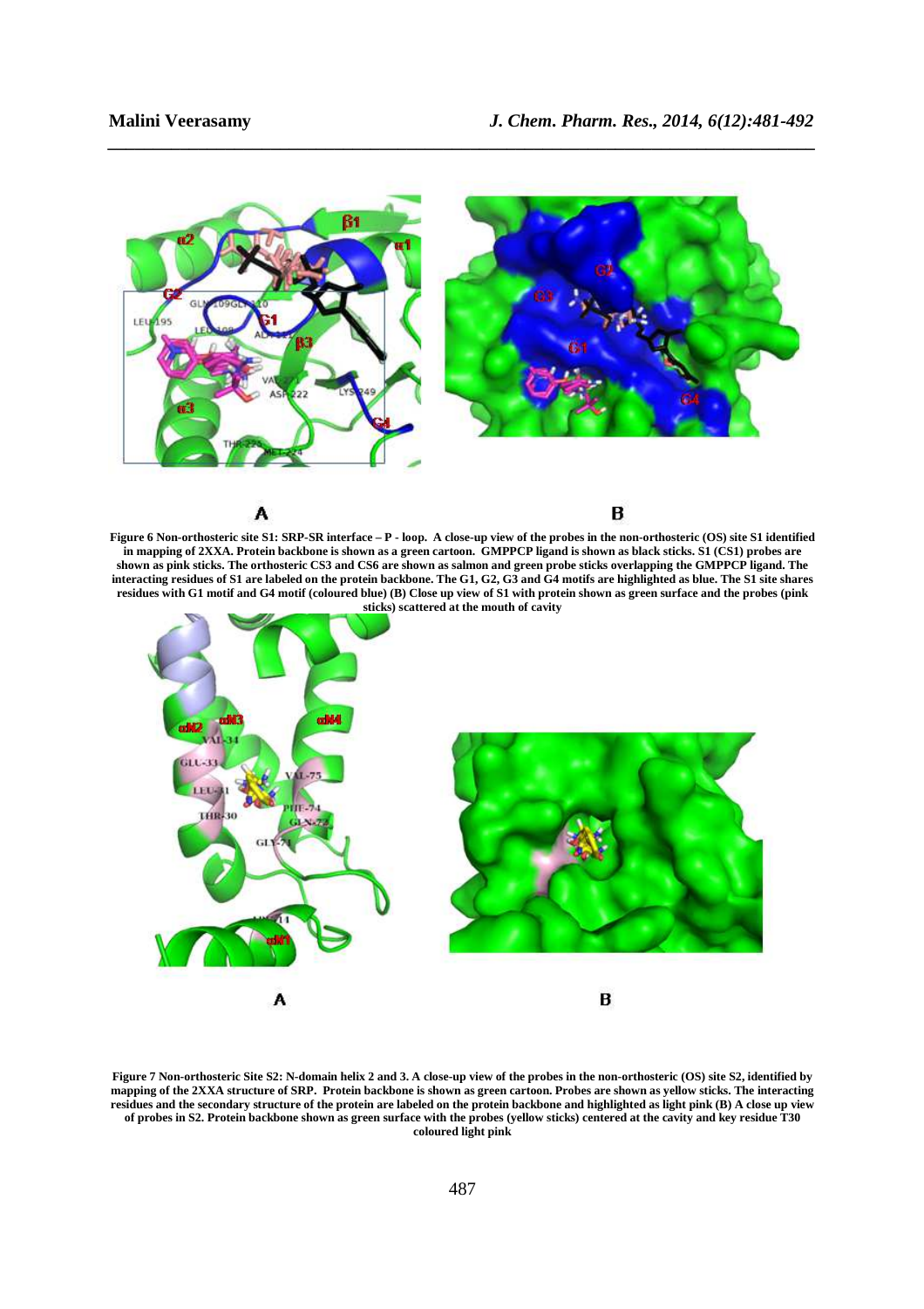**Figure 6 Non-orthosteric site S1: SRP-SR interface – P - loop. A close-up view of the probes in the non-orthosteric (OS) site S1 identified in mapping of 2XXA. Protein backbone is shown as a green cartoon. GMPPCP ligand is shown as black sticks. S1 (CS1) probes are shown as pink sticks. The orthosteric CS3 and CS6 are shown as salmon and green probe sticks overlapping the GMPPCP ligand. The interacting residues of S1 are labeled on the protein backbone. The G1, G2, G3 and G4 motifs are highlighted as blue. The S1 site shares residues with G1 motif and G4 motif (coloured blue) (B) Close up view of S1 with protein shown as green surface and the probes (pink sticks) scattered at the mouth of cavity**

**Figure 7 Non-orthosteric Site S2: N-domain helix 2 and 3. A close-up view of the probes in the non-orthosteric (OS) site S2, identified by mapping of the 2XXA structure of SRP. Protein backbone is shown as green cartoon. Probes are shown as yellow sticks. The interacting residues and the secondary structure of the protein are labeled on the protein backbone and highlighted as light pink (B) A close up view of probes in S2. Protein backbone shown as green surface with the probes (yellow sticks) centered at the cavity and key residue T30 coloured light pink**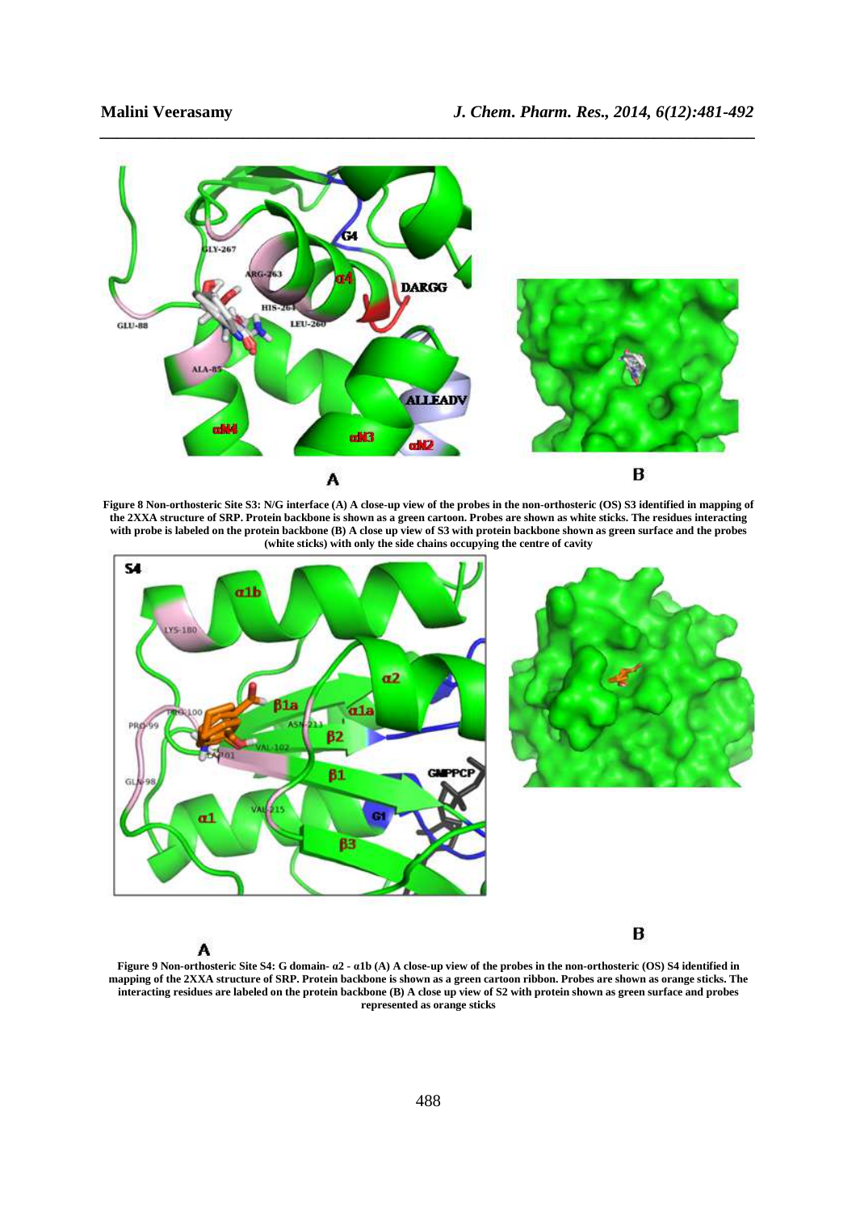A

B

**Figure 8 Non-orthosteric Site S3: N/G interface (A) A close-up view of the probes in the non-orthosteric (OS) S3 identified in mapping of the 2XXA structure of SRP. Protein backbone is shown as a green cartoon. Probes are shown as white sticks. The residues interacting with probe is labeled on the protein backbone (B) A close up view of S3 with protein backbone shown as green surface and the probes (white sticks) with only the side chains occupying the centre of cavity**

A

B

**Figure 9 Non-orthosteric Site S4: G domain- α2 - α1b (A) A close-up view of the probes in the non-orthosteric (OS) S4 identified in mapping of the 2XXA structure of SRP. Protein backbone is shown as a green cartoon ribbon. Probes are shown as orange sticks. The interacting residues are labeled on the protein backbone (B) A close up view of S2 with protein shown as green surface and probes represented as orange sticks**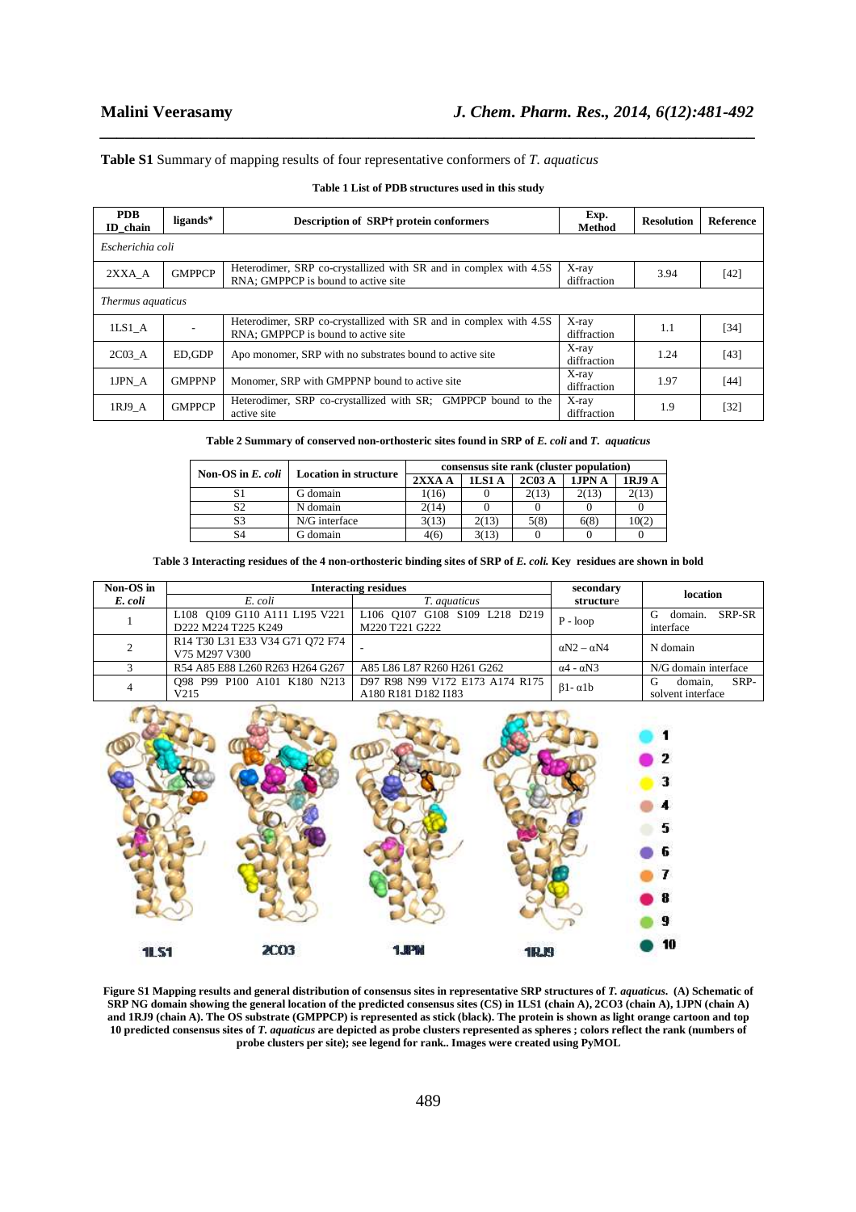**Table S1** Summary of mapping results of four representative conformers of *T. aquaticus*

**Table 1 List of PDB structures used in this study**

| PDB ID_chain | ligands* | Description of SRP† protein conformers | Exp. Method | Resolution | Reference |
|---|---|---|---|---|---|
| *Escherichia coli* | | | | | |
| 2XXA_A | GMPPCP | Heterodimer, SRP co-crystallized with SR and in complex with 4.5S RNA; GMPPCP is bound to active site | X-ray diffraction | 3.94 | [42] |
| *Thermus aquaticus* | | | | | |
| 1LS1_A | - | Heterodimer, SRP co-crystallized with SR and in complex with 4.5S RNA; GMPPCP is bound to active site | X-ray diffraction | 1.1 | [34] |
| 2C03_A | ED,GDP | Apo monomer, SRP with no substrates bound to active site | X-ray diffraction | 1.24 | [43] |
| 1JPN_A | GMPPNP | Monomer, SRP with GMPPNP bound to active site | X-ray diffraction | 1.97 | [44] |
| 1RJ9_A | GMPPCP | Heterodimer, SRP co-crystallized with SR; GMPPCP bound to the active site | X-ray diffraction | 1.9 | [32] |

**Table 2 Summary of conserved non-orthosteric sites found in SRP of *E. coli* and *T. aquaticus***

| Non-OS in *E. coli* | Location in structure | consensus site rank (cluster population) | | | | |
|---|---|---|---|---|---|---|
| | | 2XXA A | 1LS1 A | 2C03 A | 1JPN A | 1RJ9 A |
| S1 | G domain | 1(16) | 0 | 2(13) | 2(13) | 2(13) |
| S2 | N domain | 2(14) | 0 | 0 | 0 | 0 |
| S3 | N/G interface | 3(13) | 2(13) | 5(8) | 6(8) | 10(2) |
| S4 | G domain | 4(6) | 3(13) | 0 | 0 | 0 |

**Table 3 Interacting residues of the 4 non-orthosteric binding sites of SRP of *E. coli.* Key residues are shown in bold**

| Non-OS in *E. coli* | Interacting residues | | secondary structure | location |
|---|---|---|---|---|
| | *E. coli* | *T. aquaticus* | | |
| 1 | L108 Q109 G110 A111 L195 V221 D222 M224 T225 K249 | L106 Q107 G108 S109 L218 D219 M220 T221 G222 | P - loop | G domain. SRP-SR interface |
| 2 | R14 T30 L31 E33 V34 G71 Q72 F74 V75 M297 V300 | - | αN2 – αN4 | N domain |
| 3 | R54 A85 E88 L260 R263 H264 G267 | A85 L86 L87 R260 H261 G262 | α4 - αN3 | N/G domain interface |
| 4 | Q98 P99 P100 A101 K180 N213 V215 | D97 R98 N99 V172 E173 A174 R175 A180 R181 D182 I183 | β1- α1b | G domain, SRP-solvent interface |

**Figure S1 Mapping results and general distribution of consensus sites in representative SRP structures of *T. aquaticus*. (A) Schematic of SRP NG domain showing the general location of the predicted consensus sites (CS) in 1LS1 (chain A), 2CO3 (chain A), 1JPN (chain A) and 1RJ9 (chain A). The OS substrate (GMPPCP) is represented as stick (black). The protein is shown as light orange cartoon and top 10 predicted consensus sites of *T. aquaticus* are depicted as probe clusters represented as spheres ; colors reflect the rank (numbers of probe clusters per site); see legend for rank.. Images were created using PyMOL**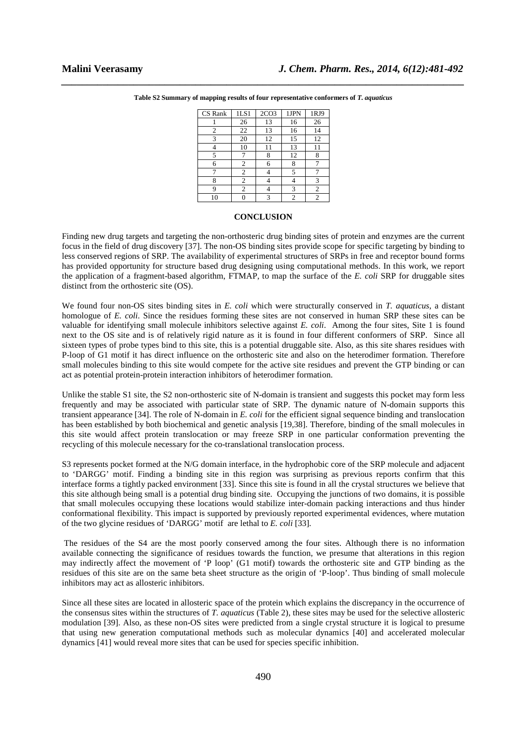**Table S2 Summary of mapping results of four representative conformers of *T. aquaticus***

| CS Rank | 1LS1 | 2CO3 | 1JPN | 1RJ9 |
|---|---|---|---|---|
| 1 | 26 | 13 | 16 | 26 |
| 2 | 22 | 13 | 16 | 14 |
| 3 | 20 | 12 | 15 | 12 |
| 4 | 10 | 11 | 13 | 11 |
| 5 | 7 | 8 | 12 | 8 |
| 6 | 2 | 6 | 8 | 7 |
| 7 | 2 | 4 | 5 | 7 |
| 8 | 2 | 4 | 4 | 3 |
| 9 | 2 | 4 | 3 | 2 |
| 10 | 0 | 3 | 2 | 2 |

## CONCLUSION

Finding new drug targets and targeting the non-orthosteric drug binding sites of protein and enzymes are the current focus in the field of drug discovery [37]. The non-OS binding sites provide scope for specific targeting by binding to less conserved regions of SRP. The availability of experimental structures of SRPs in free and receptor bound forms has provided opportunity for structure based drug designing using computational methods. In this work, we report the application of a fragment-based algorithm, FTMAP, to map the surface of the *E. coli* SRP for druggable sites distinct from the orthosteric site (OS).

We found four non-OS sites binding sites in *E. coli* which were structurally conserved in *T. aquaticus*, a distant homologue of *E. coli*. Since the residues forming these sites are not conserved in human SRP these sites can be valuable for identifying small molecule inhibitors selective against *E. coli*. Among the four sites, Site 1 is found next to the OS site and is of relatively rigid nature as it is found in four different conformers of SRP. Since all sixteen types of probe types bind to this site, this is a potential druggable site. Also, as this site shares residues with P-loop of G1 motif it has direct influence on the orthosteric site and also on the heterodimer formation. Therefore small molecules binding to this site would compete for the active site residues and prevent the GTP binding or can act as potential protein-protein interaction inhibitors of heterodimer formation.

Unlike the stable S1 site, the S2 non-orthosteric site of N-domain is transient and suggests this pocket may form less frequently and may be associated with particular state of SRP. The dynamic nature of N-domain supports this transient appearance [34]. The role of N-domain in *E. coli* for the efficient signal sequence binding and translocation has been established by both biochemical and genetic analysis [19,38]. Therefore, binding of the small molecules in this site would affect protein translocation or may freeze SRP in one particular conformation preventing the recycling of this molecule necessary for the co-translational translocation process.

S3 represents pocket formed at the N/G domain interface, in the hydrophobic core of the SRP molecule and adjacent to 'DARGG' motif. Finding a binding site in this region was surprising as previous reports confirm that this interface forms a tightly packed environment [33]. Since this site is found in all the crystal structures we believe that this site although being small is a potential drug binding site. Occupying the junctions of two domains, it is possible that small molecules occupying these locations would stabilize inter-domain packing interactions and thus hinder conformational flexibility. This impact is supported by previously reported experimental evidences, where mutation of the two glycine residues of 'DARGG' motif are lethal to *E. coli* [33].

The residues of the S4 are the most poorly conserved among the four sites. Although there is no information available connecting the significance of residues towards the function, we presume that alterations in this region may indirectly affect the movement of 'P loop' (G1 motif) towards the orthosteric site and GTP binding as the residues of this site are on the same beta sheet structure as the origin of 'P-loop'. Thus binding of small molecule inhibitors may act as allosteric inhibitors.

Since all these sites are located in allosteric space of the protein which explains the discrepancy in the occurrence of the consensus sites within the structures of *T. aquaticus* (Table 2), these sites may be used for the selective allosteric modulation [39]. Also, as these non-OS sites were predicted from a single crystal structure it is logical to presume that using new generation computational methods such as molecular dynamics [40] and accelerated molecular dynamics [41] would reveal more sites that can be used for species specific inhibition.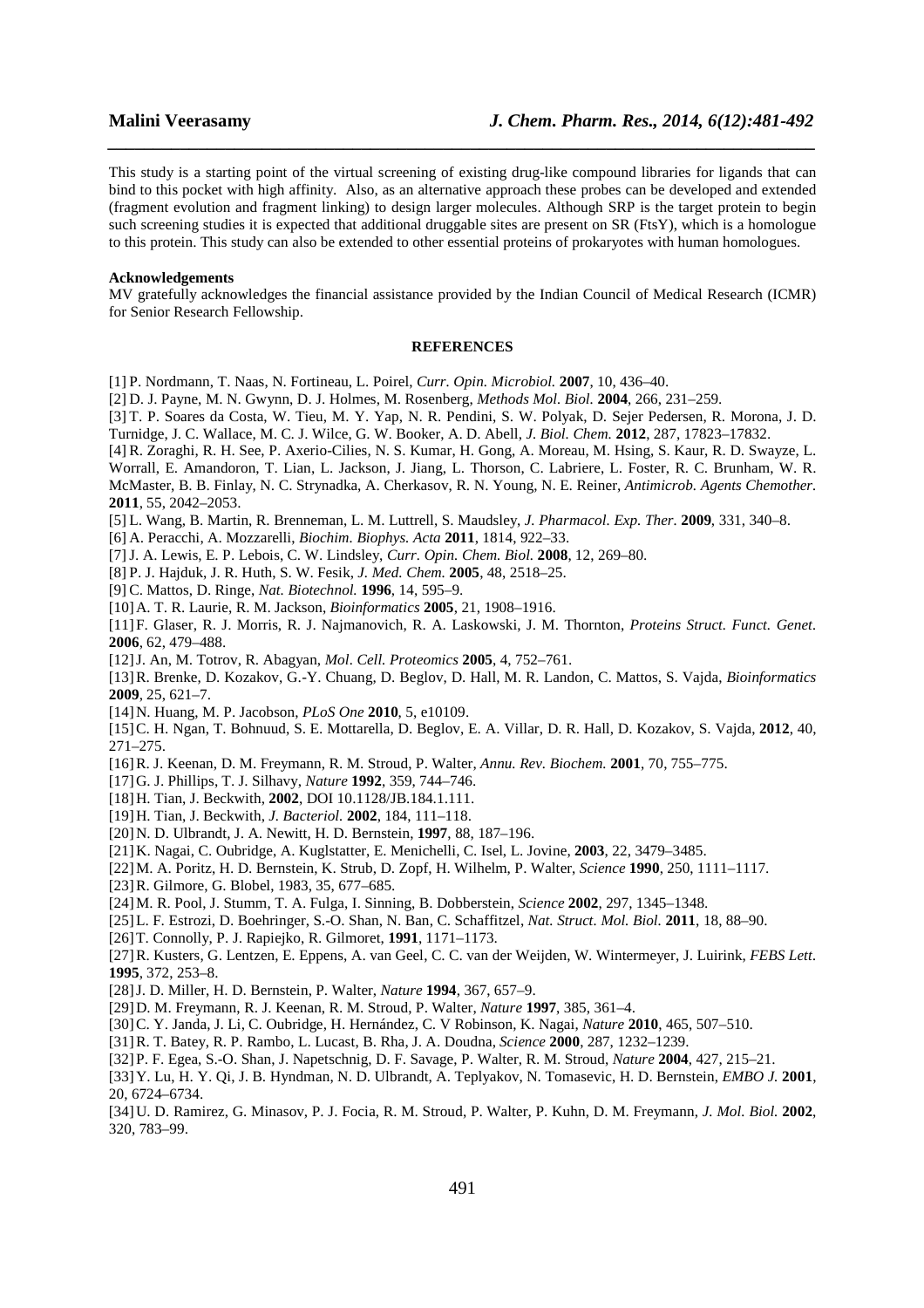This study is a starting point of the virtual screening of existing drug-like compound libraries for ligands that can bind to this pocket with high affinity. Also, as an alternative approach these probes can be developed and extended (fragment evolution and fragment linking) to design larger molecules. Although SRP is the target protein to begin such screening studies it is expected that additional druggable sites are present on SR (FtsY), which is a homologue to this protein. This study can also be extended to other essential proteins of prokaryotes with human homologues.

**Acknowledgements**

MV gratefully acknowledges the financial assistance provided by the Indian Council of Medical Research (ICMR) for Senior Research Fellowship.

## REFERENCES

[1] P. Nordmann, T. Naas, N. Fortineau, L. Poirel, *Curr. Opin. Microbiol.* **2007**, 10, 436–40.

[2] D. J. Payne, M. N. Gwynn, D. J. Holmes, M. Rosenberg, *Methods Mol. Biol.* **2004**, 266, 231–259.

[3] T. P. Soares da Costa, W. Tieu, M. Y. Yap, N. R. Pendini, S. W. Polyak, D. Sejer Pedersen, R. Morona, J. D. Turnidge, J. C. Wallace, M. C. J. Wilce, G. W. Booker, A. D. Abell, *J. Biol. Chem.* **2012**, 287, 17823–17832.

[4] R. Zoraghi, R. H. See, P. Axerio-Cilies, N. S. Kumar, H. Gong, A. Moreau, M. Hsing, S. Kaur, R. D. Swayze, L. Worrall, E. Amandoron, T. Lian, L. Jackson, J. Jiang, L. Thorson, C. Labriere, L. Foster, R. C. Brunham, W. R. McMaster, B. B. Finlay, N. C. Strynadka, A. Cherkasov, R. N. Young, N. E. Reiner, *Antimicrob. Agents Chemother.* **2011**, 55, 2042–2053.

[5] L. Wang, B. Martin, R. Brenneman, L. M. Luttrell, S. Maudsley, *J. Pharmacol. Exp. Ther.* **2009**, 331, 340–8.

[6] A. Peracchi, A. Mozzarelli, *Biochim. Biophys. Acta* **2011**, 1814, 922–33.

[7] J. A. Lewis, E. P. Lebois, C. W. Lindsley, *Curr. Opin. Chem. Biol.* **2008**, 12, 269–80.

[8] P. J. Hajduk, J. R. Huth, S. W. Fesik, *J. Med. Chem.* **2005**, 48, 2518–25.

[9] C. Mattos, D. Ringe, *Nat. Biotechnol.* **1996**, 14, 595–9.

[10] A. T. R. Laurie, R. M. Jackson, *Bioinformatics* **2005**, 21, 1908–1916.

[11] F. Glaser, R. J. Morris, R. J. Najmanovich, R. A. Laskowski, J. M. Thornton, *Proteins Struct. Funct. Genet.* **2006**, 62, 479–488.

[12] J. An, M. Totrov, R. Abagyan, *Mol. Cell. Proteomics* **2005**, 4, 752–761.

[13] R. Brenke, D. Kozakov, G.-Y. Chuang, D. Beglov, D. Hall, M. R. Landon, C. Mattos, S. Vajda, *Bioinformatics* **2009**, 25, 621–7.

[14] N. Huang, M. P. Jacobson, *PLoS One* **2010**, 5, e10109.

[15] C. H. Ngan, T. Bohnuud, S. E. Mottarella, D. Beglov, E. A. Villar, D. R. Hall, D. Kozakov, S. Vajda, **2012**, 40, 271–275.

[16] R. J. Keenan, D. M. Freymann, R. M. Stroud, P. Walter, *Annu. Rev. Biochem.* **2001**, 70, 755–775.

[17] G. J. Phillips, T. J. Silhavy, *Nature* **1992**, 359, 744–746.

[18] H. Tian, J. Beckwith, **2002**, DOI 10.1128/JB.184.1.111.

[19] H. Tian, J. Beckwith, *J. Bacteriol.* **2002**, 184, 111–118.

[20] N. D. Ulbrandt, J. A. Newitt, H. D. Bernstein, **1997**, 88, 187–196.

[21] K. Nagai, C. Oubridge, A. Kuglstatter, E. Menichelli, C. Isel, L. Jovine, **2003**, 22, 3479–3485.

[22] M. A. Poritz, H. D. Bernstein, K. Strub, D. Zopf, H. Wilhelm, P. Walter, *Science* **1990**, 250, 1111–1117.

[23] R. Gilmore, G. Blobel, 1983, 35, 677–685.

[24] M. R. Pool, J. Stumm, T. A. Fulga, I. Sinning, B. Dobberstein, *Science* **2002**, 297, 1345–1348.

[25] L. F. Estrozi, D. Boehringer, S.-O. Shan, N. Ban, C. Schaffitzel, *Nat. Struct. Mol. Biol.* **2011**, 18, 88–90.

[26] T. Connolly, P. J. Rapiejko, R. Gilmoret, **1991**, 1171–1173.

[27] R. Kusters, G. Lentzen, E. Eppens, A. van Geel, C. C. van der Weijden, W. Wintermeyer, J. Luirink, *FEBS Lett.* **1995**, 372, 253–8.

[28] J. D. Miller, H. D. Bernstein, P. Walter, *Nature* **1994**, 367, 657–9.

[29] D. M. Freymann, R. J. Keenan, R. M. Stroud, P. Walter, *Nature* **1997**, 385, 361–4.

[30] C. Y. Janda, J. Li, C. Oubridge, H. Hernández, C. V Robinson, K. Nagai, *Nature* **2010**, 465, 507–510.

[31] R. T. Batey, R. P. Rambo, L. Lucast, B. Rha, J. A. Doudna, *Science* **2000**, 287, 1232–1239.

[32] P. F. Egea, S.-O. Shan, J. Napetschnig, D. F. Savage, P. Walter, R. M. Stroud, *Nature* **2004**, 427, 215–21.

[33] Y. Lu, H. Y. Qi, J. B. Hyndman, N. D. Ulbrandt, A. Teplyakov, N. Tomasevic, H. D. Bernstein, *EMBO J.* **2001**, 20, 6724–6734.

[34] U. D. Ramirez, G. Minasov, P. J. Focia, R. M. Stroud, P. Walter, P. Kuhn, D. M. Freymann, *J. Mol. Biol.* **2002**, 320, 783–99.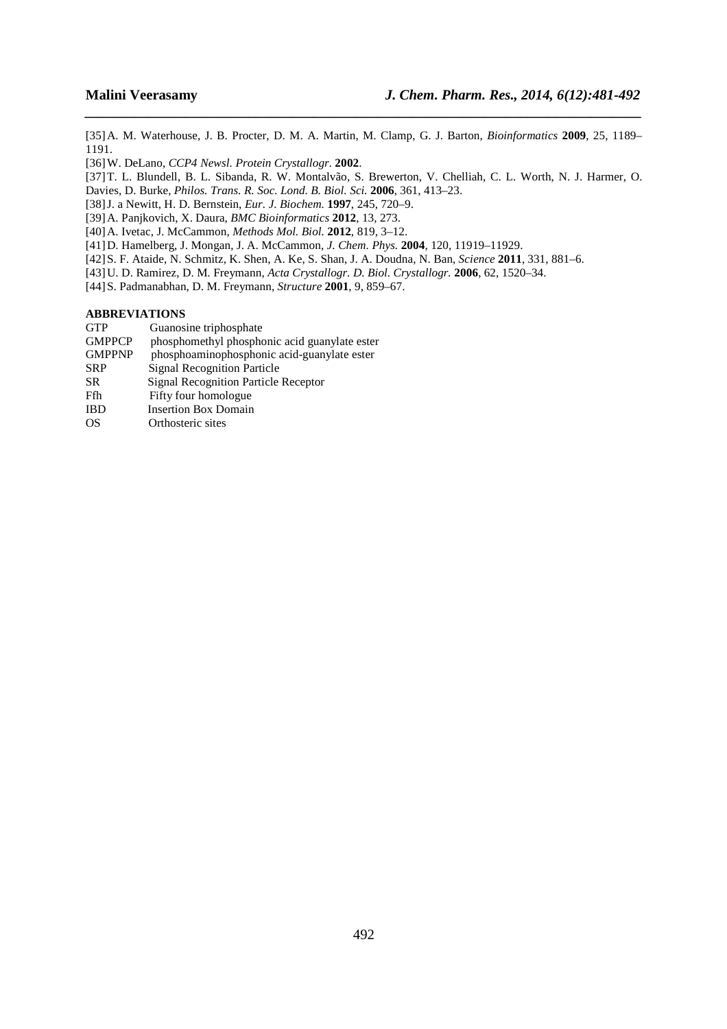[35] A. M. Waterhouse, J. B. Procter, D. M. A. Martin, M. Clamp, G. J. Barton, *Bioinformatics* **2009**, 25, 1189–1191.

[36] W. DeLano, *CCP4 Newsl. Protein Crystallogr.* **2002**.

[37] T. L. Blundell, B. L. Sibanda, R. W. Montalvão, S. Brewerton, V. Chelliah, C. L. Worth, N. J. Harmer, O. Davies, D. Burke, *Philos. Trans. R. Soc. Lond. B. Biol. Sci.* **2006**, 361, 413–23.

[38] J. a Newitt, H. D. Bernstein, *Eur. J. Biochem.* **1997**, 245, 720–9.

[39] A. Panjkovich, X. Daura, *BMC Bioinformatics* **2012**, 13, 273.

[40] A. Ivetac, J. McCammon, *Methods Mol. Biol.* **2012**, 819, 3–12.

[41] D. Hamelberg, J. Mongan, J. A. McCammon, *J. Chem. Phys.* **2004**, 120, 11919–11929.

[42] S. F. Ataide, N. Schmitz, K. Shen, A. Ke, S. Shan, J. A. Doudna, N. Ban, *Science* **2011**, 331, 881–6.

[43] U. D. Ramirez, D. M. Freymann, *Acta Crystallogr. D. Biol. Crystallogr.* **2006**, 62, 1520–34.

[44] S. Padmanabhan, D. M. Freymann, *Structure* **2001**, 9, 859–67.

**ABBREVIATIONS**

| | |
|---|---|
| GTP | Guanosine triphosphate |
| GMPPCP | phosphomethyl phosphonic acid guanylate ester |
| GMPPNP | phosphoaminophosphonic acid-guanylate ester |
| SRP | Signal Recognition Particle |
| SR | Signal Recognition Particle Receptor |
| Ffh | Fifty four homologue |
| IBD | Insertion Box Domain |
| OS | Orthosteric sites |